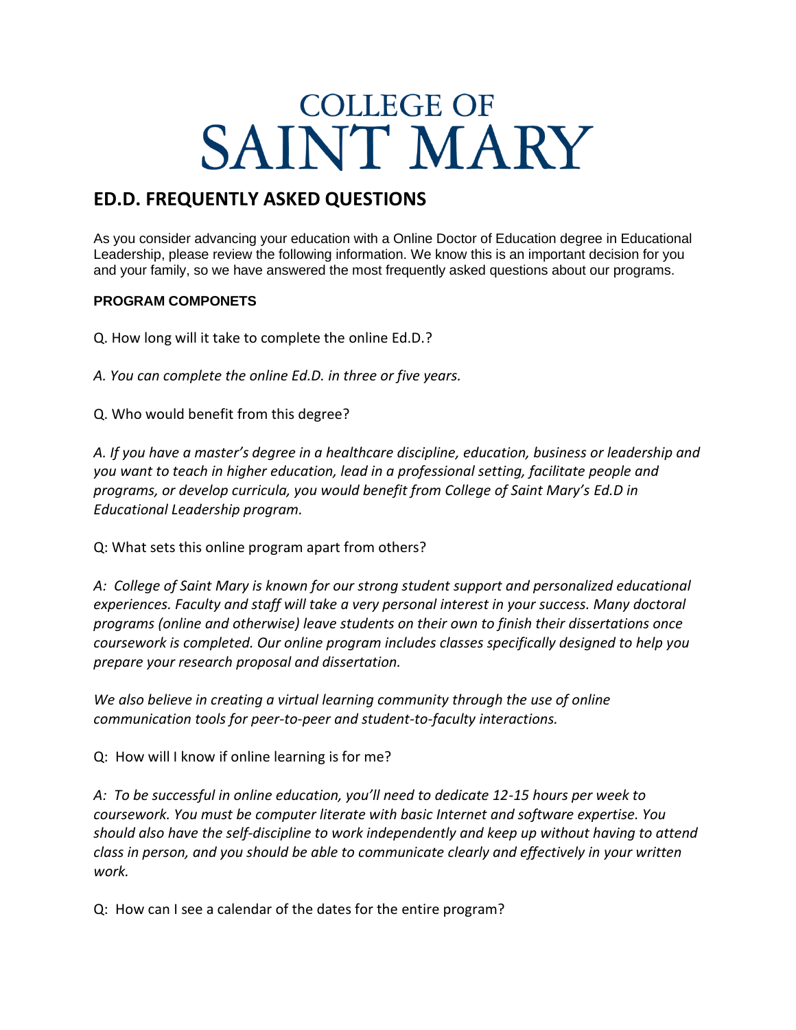# COLLEGE OF SAINT MARY

## ED.D. FREQUENTLY ASKED QUESTIONS

As you consider advancing your education with a Online Doctor of Education degree in Educational Leadership, please review the following information. We know this is an important decision for you and your family, so we have answered the most frequently asked questions about our programs.

### PROGRAM COMPONETS

Q. How long will it take to complete the online Ed.D.?

*A. You can complete the online Ed.D. in three or five years.*

Q. Who would benefit from this degree?

*A. If you have a master's degree in a healthcare discipline, education, business or leadership and you want to teach in higher education, lead in a professional setting, facilitate people and programs, or develop curricula, you would benefit from College of Saint Mary's Ed.D in Educational Leadership program.*

Q: What sets this online program apart from others?

*A: College of Saint Mary is known for our strong student support and personalized educational experiences. Faculty and staff will take a very personal interest in your success. Many doctoral programs (online and otherwise) leave students on their own to finish their dissertations once coursework is completed. Our online program includes classes specifically designed to help you prepare your research proposal and dissertation.*

*We also believe in creating a virtual learning community through the use of online communication tools for peer-to-peer and student-to-faculty interactions.*

Q: How will I know if online learning is for me?

*A: To be successful in online education, you'll need to dedicate 12-15 hours per week to coursework. You must be computer literate with basic Internet and software expertise. You should also have the self-discipline to work independently and keep up without having to attend class in person, and you should be able to communicate clearly and effectively in your written work.*

Q: How can I see a calendar of the dates for the entire program?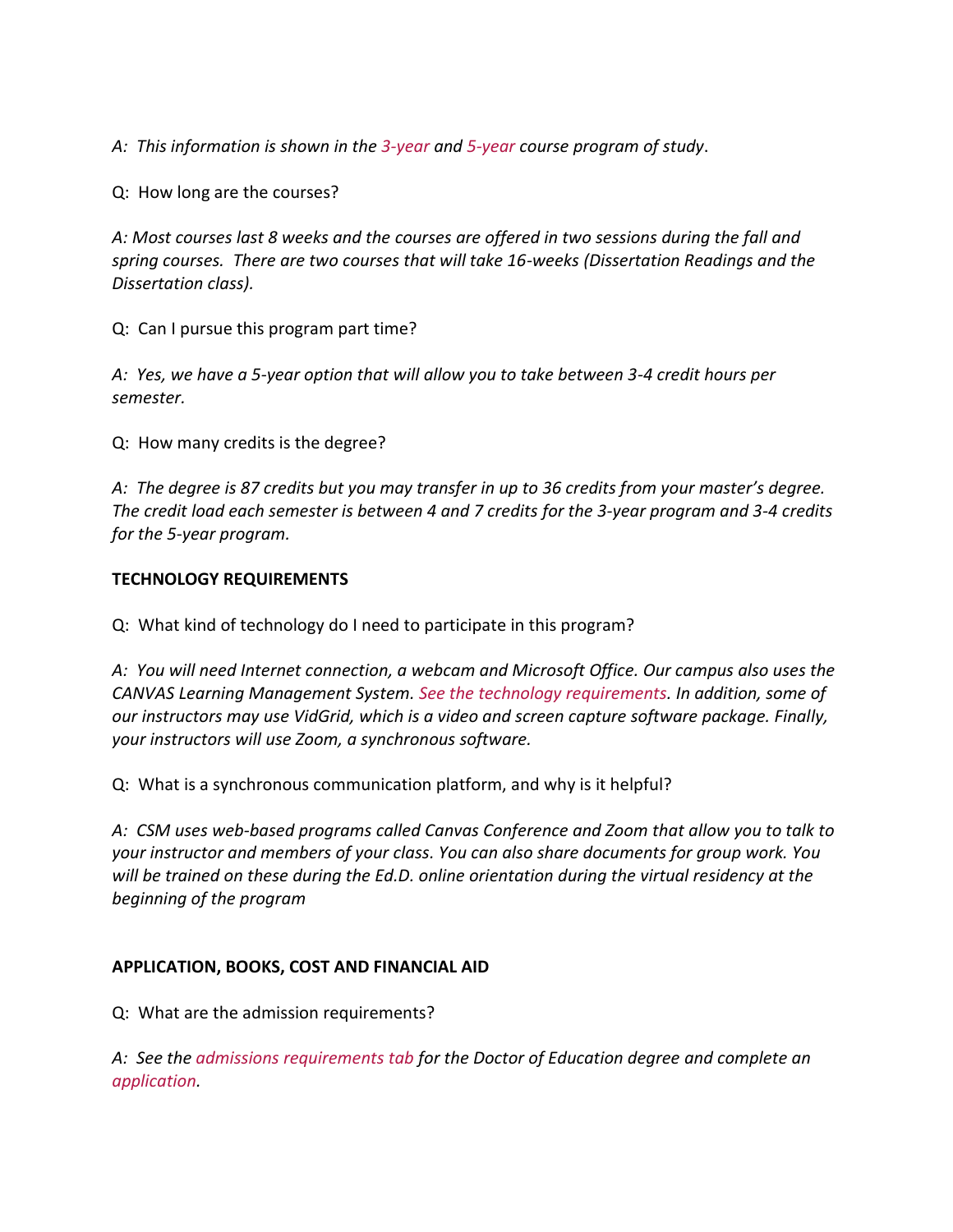*A: This information is shown in the 3-year and 5-year course program of study.*

Q: How long are the courses?

*A: Most courses last 8 weeks and the courses are offered in two sessions during the fall and spring courses. There are two courses that will take 16-weeks (Dissertation Readings and the Dissertation class).*

Q: Can I pursue this program part time?

*A: Yes, we have a 5-year option that will allow you to take between 3-4 credit hours per semester.*

Q: How many credits is the degree?

*A: The degree is 87 credits but you may transfer in up to 36 credits from your master's degree. The credit load each semester is between 4 and 7 credits for the 3-year program and 3-4 credits for the 5-year program.*

**TECHNOLOGY REQUIREMENTS**

Q: What kind of technology do I need to participate in this program?

*A: You will need Internet connection, a webcam and Microsoft Office. Our campus also uses the CANVAS Learning Management System. See the technology requirements. In addition, some of our instructors may use VidGrid, which is a video and screen capture software package. Finally, your instructors will use Zoom, a synchronous software.*

Q: What is a synchronous communication platform, and why is it helpful?

*A: CSM uses web-based programs called Canvas Conference and Zoom that allow you to talk to your instructor and members of your class. You can also share documents for group work. You will be trained on these during the Ed.D. online orientation during the virtual residency at the beginning of the program*

**APPLICATION, BOOKS, COST AND FINANCIAL AID**

Q: What are the admission requirements?

*A: See the admissions requirements tab for the Doctor of Education degree and complete an application.*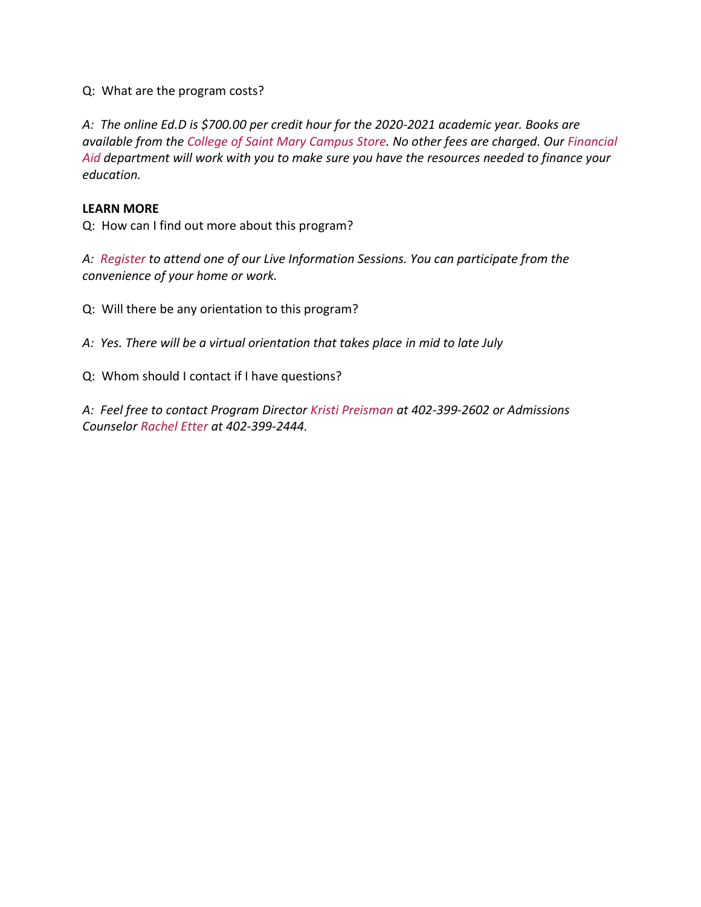Q: What are the program costs?

*A: The online Ed.D is $700.00 per credit hour for the 2020-2021 academic year. Books are available from the College of Saint Mary Campus Store. No other fees are charged. Our Financial Aid department will work with you to make sure you have the resources needed to finance your education.*

**LEARN MORE**

Q: How can I find out more about this program?

*A: Register to attend one of our Live Information Sessions. You can participate from the convenience of your home or work.*

Q: Will there be any orientation to this program?

*A: Yes. There will be a virtual orientation that takes place in mid to late July*

Q: Whom should I contact if I have questions?

*A: Feel free to contact Program Director Kristi Preisman at 402-399-2602 or Admissions Counselor Rachel Etter at 402-399-2444.*